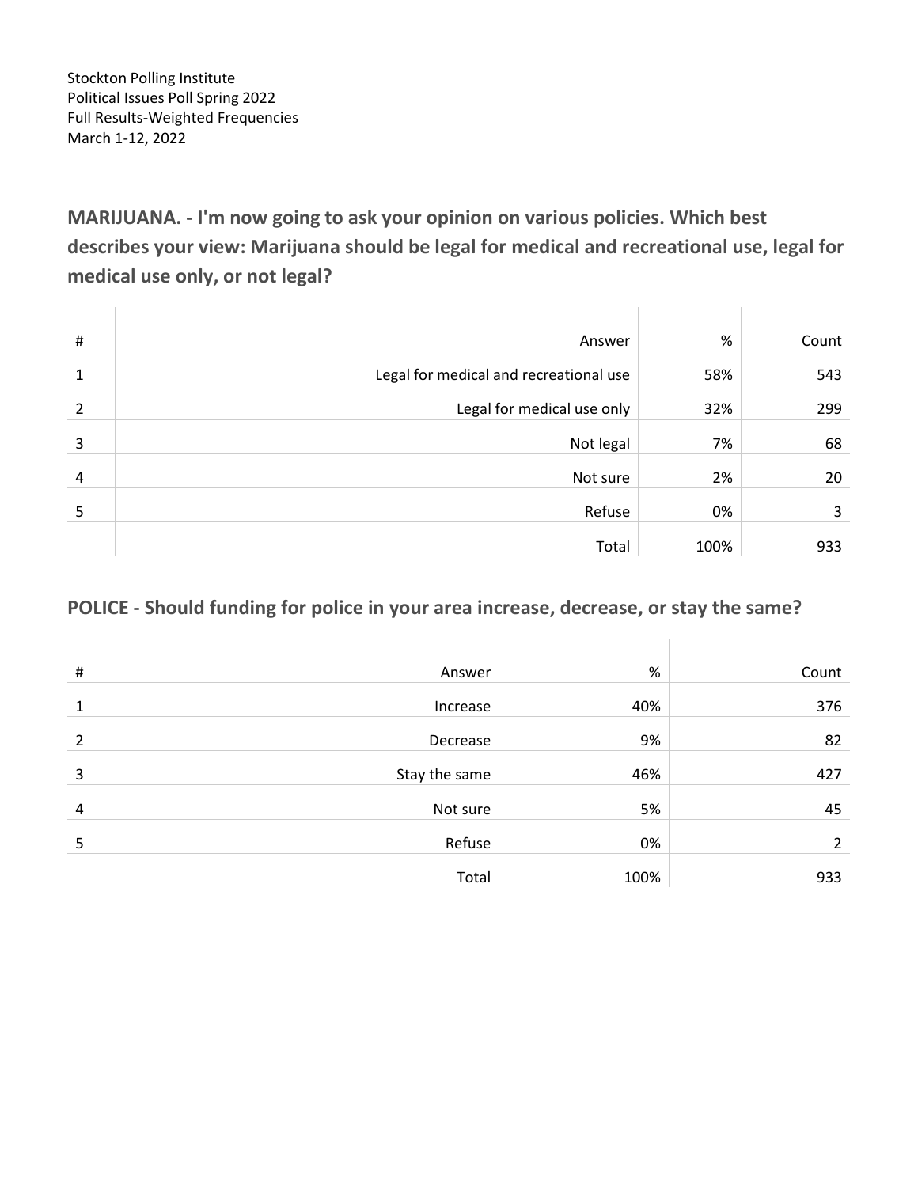Stockton Polling Institute
Political Issues Poll Spring 2022
Full Results-Weighted Frequencies
March 1-12, 2022

## MARIJUANA. - I'm now going to ask your opinion on various policies. Which best describes your view: Marijuana should be legal for medical and recreational use, legal for medical use only, or not legal?

| # | Answer | % | Count |
|---|---|---|---|
| 1 | Legal for medical and recreational use | 58% | 543 |
| 2 | Legal for medical use only | 32% | 299 |
| 3 | Not legal | 7% | 68 |
| 4 | Not sure | 2% | 20 |
| 5 | Refuse | 0% | 3 |
| | Total | 100% | 933 |

## POLICE - Should funding for police in your area increase, decrease, or stay the same?

| # | Answer | % | Count |
|---|---|---|---|
| 1 | Increase | 40% | 376 |
| 2 | Decrease | 9% | 82 |
| 3 | Stay the same | 46% | 427 |
| 4 | Not sure | 5% | 45 |
| 5 | Refuse | 0% | 2 |
| | Total | 100% | 933 |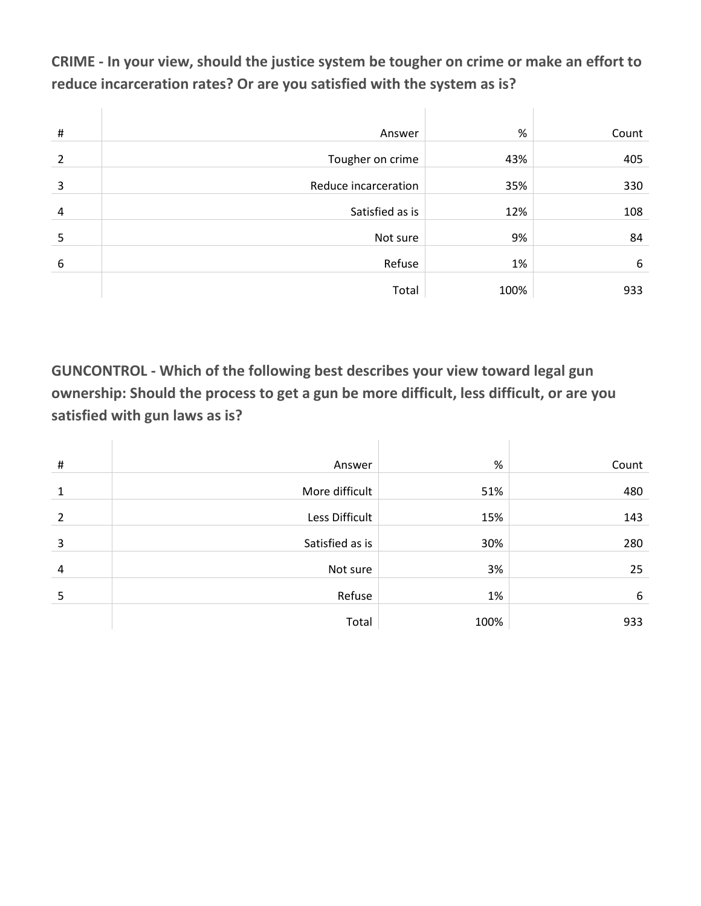**CRIME - In your view, should the justice system be tougher on crime or make an effort to reduce incarceration rates? Or are you satisfied with the system as is?**

| # | Answer | % | Count |
|---|---|---|---|
| 2 | Tougher on crime | 43% | 405 |
| 3 | Reduce incarceration | 35% | 330 |
| 4 | Satisfied as is | 12% | 108 |
| 5 | Not sure | 9% | 84 |
| 6 | Refuse | 1% | 6 |
| | Total | 100% | 933 |

**GUNCONTROL - Which of the following best describes your view toward legal gun ownership: Should the process to get a gun be more difficult, less difficult, or are you satisfied with gun laws as is?**

| # | Answer | % | Count |
|---|---|---|---|
| 1 | More difficult | 51% | 480 |
| 2 | Less Difficult | 15% | 143 |
| 3 | Satisfied as is | 30% | 280 |
| 4 | Not sure | 3% | 25 |
| 5 | Refuse | 1% | 6 |
| | Total | 100% | 933 |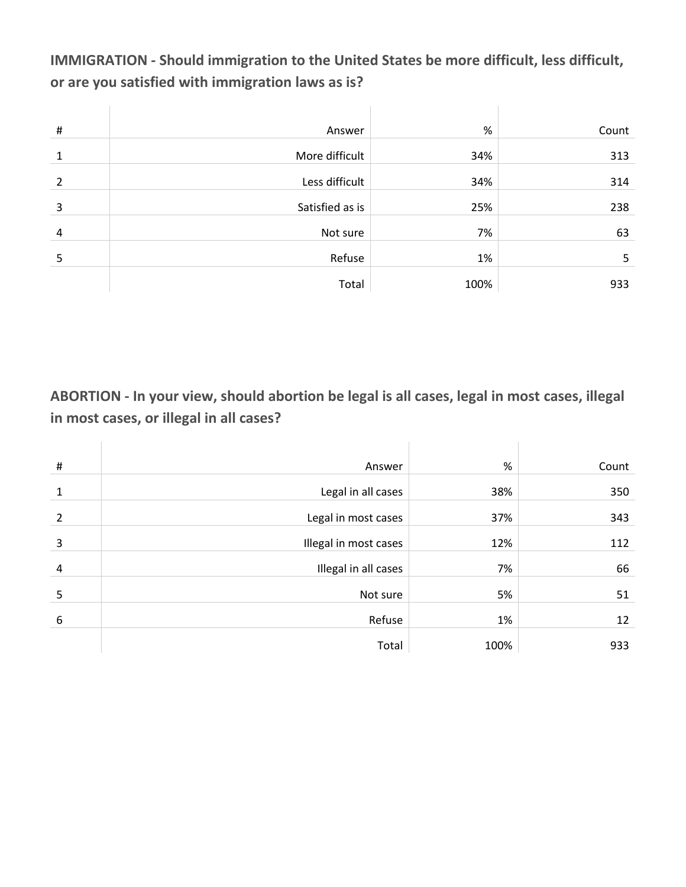**IMMIGRATION - Should immigration to the United States be more difficult, less difficult, or are you satisfied with immigration laws as is?**

| # | Answer | % | Count |
|---|---|---|---|
| 1 | More difficult | 34% | 313 |
| 2 | Less difficult | 34% | 314 |
| 3 | Satisfied as is | 25% | 238 |
| 4 | Not sure | 7% | 63 |
| 5 | Refuse | 1% | 5 |
| | Total | 100% | 933 |

**ABORTION - In your view, should abortion be legal is all cases, legal in most cases, illegal in most cases, or illegal in all cases?**

| # | Answer | % | Count |
|---|---|---|---|
| 1 | Legal in all cases | 38% | 350 |
| 2 | Legal in most cases | 37% | 343 |
| 3 | Illegal in most cases | 12% | 112 |
| 4 | Illegal in all cases | 7% | 66 |
| 5 | Not sure | 5% | 51 |
| 6 | Refuse | 1% | 12 |
| | Total | 100% | 933 |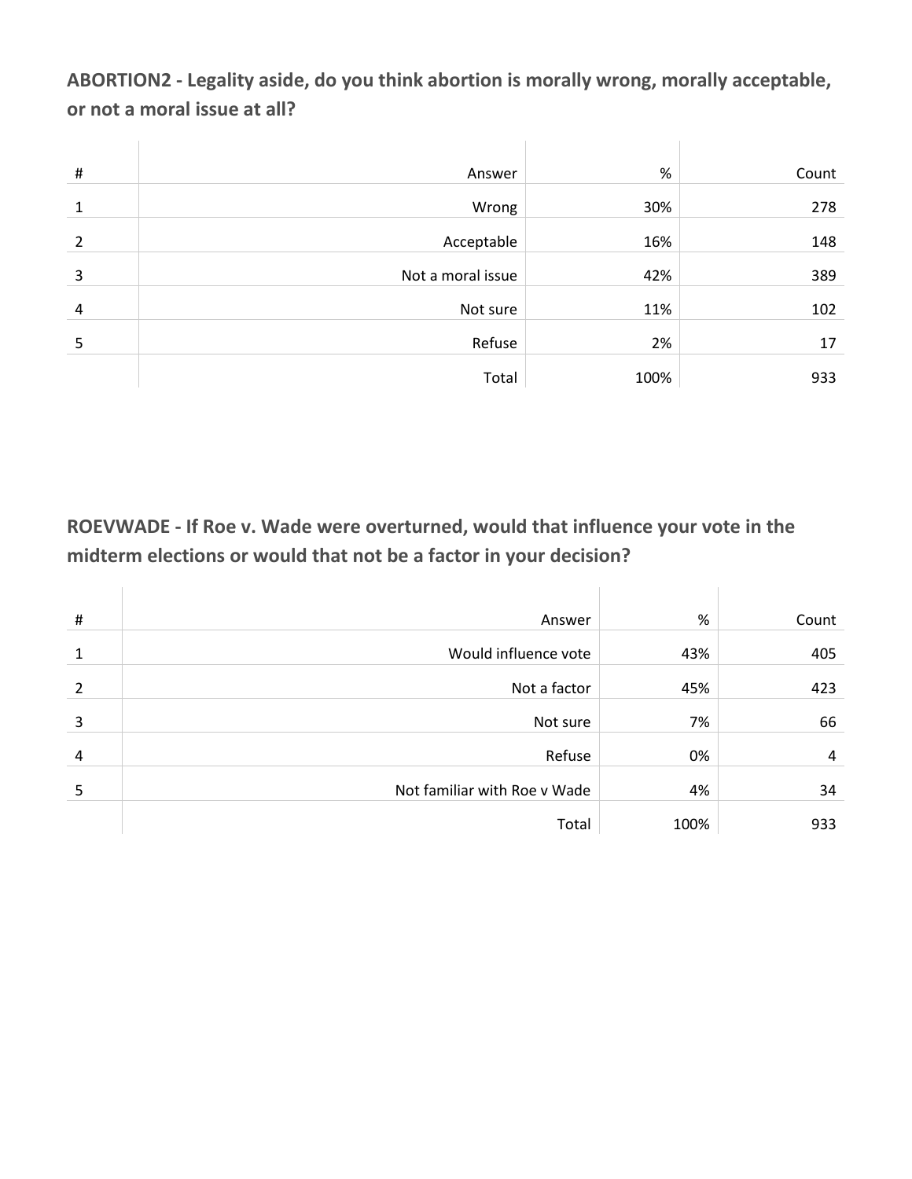**ABORTION2 - Legality aside, do you think abortion is morally wrong, morally acceptable, or not a moral issue at all?**

| # | Answer | % | Count |
|---|---|---|---|
| 1 | Wrong | 30% | 278 |
| 2 | Acceptable | 16% | 148 |
| 3 | Not a moral issue | 42% | 389 |
| 4 | Not sure | 11% | 102 |
| 5 | Refuse | 2% | 17 |
| | Total | 100% | 933 |

**ROEVWADE - If Roe v. Wade were overturned, would that influence your vote in the midterm elections or would that not be a factor in your decision?**

| # | Answer | % | Count |
|---|---|---|---|
| 1 | Would influence vote | 43% | 405 |
| 2 | Not a factor | 45% | 423 |
| 3 | Not sure | 7% | 66 |
| 4 | Refuse | 0% | 4 |
| 5 | Not familiar with Roe v Wade | 4% | 34 |
| | Total | 100% | 933 |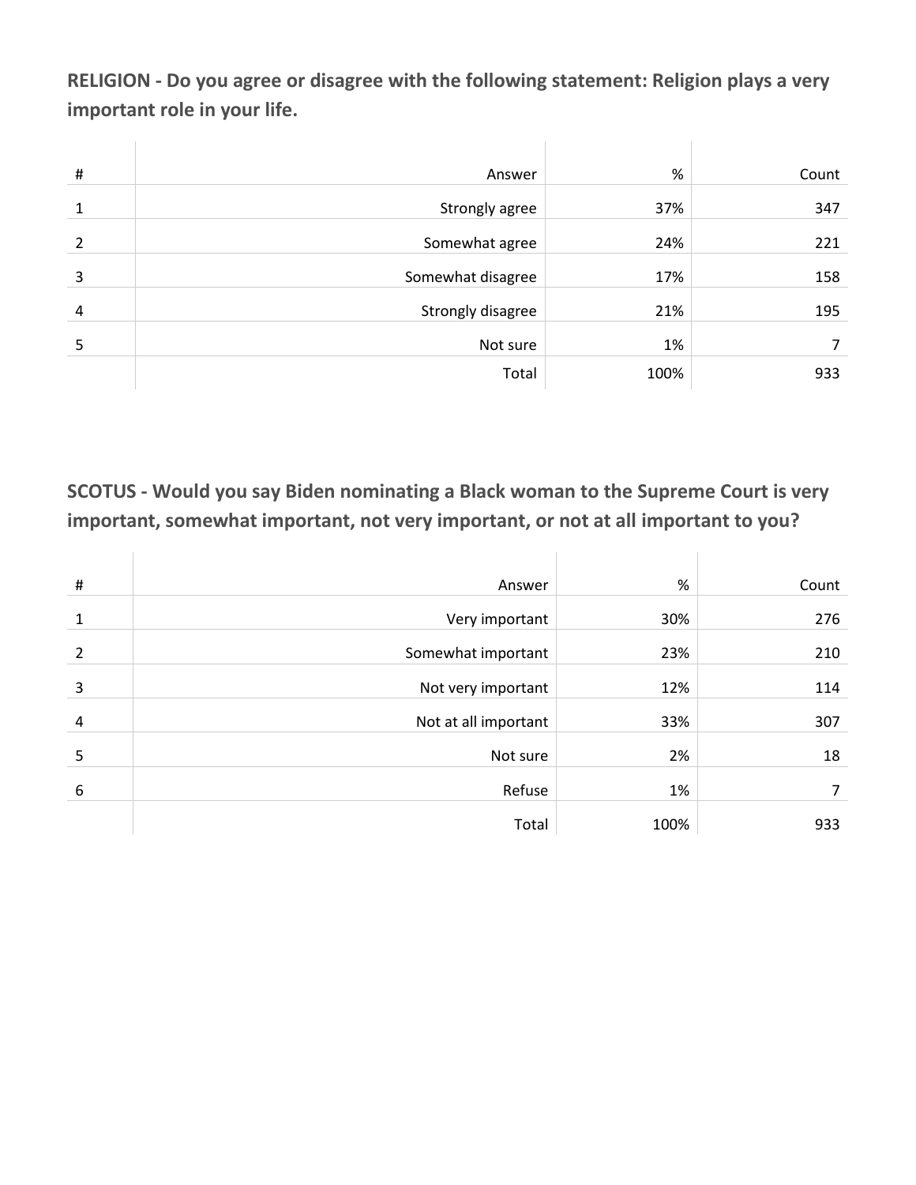**RELIGION - Do you agree or disagree with the following statement: Religion plays a very important role in your life.**

| # | Answer | % | Count |
|---|---|---|---|
| 1 | Strongly agree | 37% | 347 |
| 2 | Somewhat agree | 24% | 221 |
| 3 | Somewhat disagree | 17% | 158 |
| 4 | Strongly disagree | 21% | 195 |
| 5 | Not sure | 1% | 7 |
| | Total | 100% | 933 |

**SCOTUS - Would you say Biden nominating a Black woman to the Supreme Court is very important, somewhat important, not very important, or not at all important to you?**

| # | Answer | % | Count |
|---|---|---|---|
| 1 | Very important | 30% | 276 |
| 2 | Somewhat important | 23% | 210 |
| 3 | Not very important | 12% | 114 |
| 4 | Not at all important | 33% | 307 |
| 5 | Not sure | 2% | 18 |
| 6 | Refuse | 1% | 7 |
| | Total | 100% | 933 |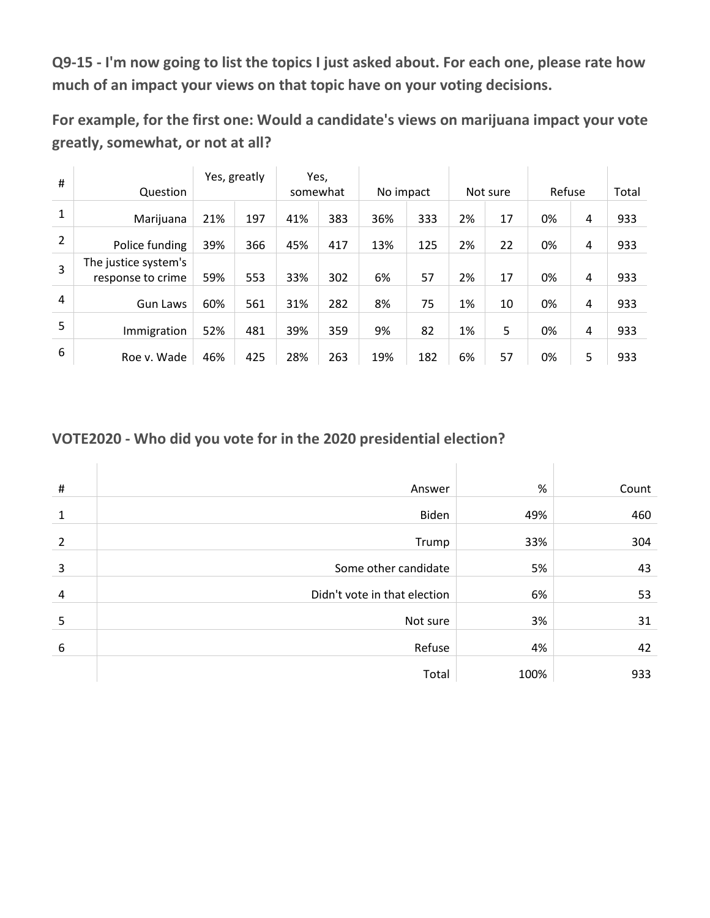**Q9-15 - I'm now going to list the topics I just asked about. For each one, please rate how much of an impact your views on that topic have on your voting decisions.**

**For example, for the first one: Would a candidate's views on marijuana impact your vote greatly, somewhat, or not at all?**

| # | Question | Yes, greatly | | Yes, somewhat | | No impact | | Not sure | | Refuse | | Total |
|---|---|---|---|---|---|---|---|---|---|---|---|---|
| 1 | Marijuana | 21% | 197 | 41% | 383 | 36% | 333 | 2% | 17 | 0% | 4 | 933 |
| 2 | Police funding | 39% | 366 | 45% | 417 | 13% | 125 | 2% | 22 | 0% | 4 | 933 |
| 3 | The justice system's response to crime | 59% | 553 | 33% | 302 | 6% | 57 | 2% | 17 | 0% | 4 | 933 |
| 4 | Gun Laws | 60% | 561 | 31% | 282 | 8% | 75 | 1% | 10 | 0% | 4 | 933 |
| 5 | Immigration | 52% | 481 | 39% | 359 | 9% | 82 | 1% | 5 | 0% | 4 | 933 |
| 6 | Roe v. Wade | 46% | 425 | 28% | 263 | 19% | 182 | 6% | 57 | 0% | 5 | 933 |

**VOTE2020 - Who did you vote for in the 2020 presidential election?**

| # | Answer | % | Count |
|---|---|---|---|
| 1 | Biden | 49% | 460 |
| 2 | Trump | 33% | 304 |
| 3 | Some other candidate | 5% | 43 |
| 4 | Didn't vote in that election | 6% | 53 |
| 5 | Not sure | 3% | 31 |
| 6 | Refuse | 4% | 42 |
| | Total | 100% | 933 |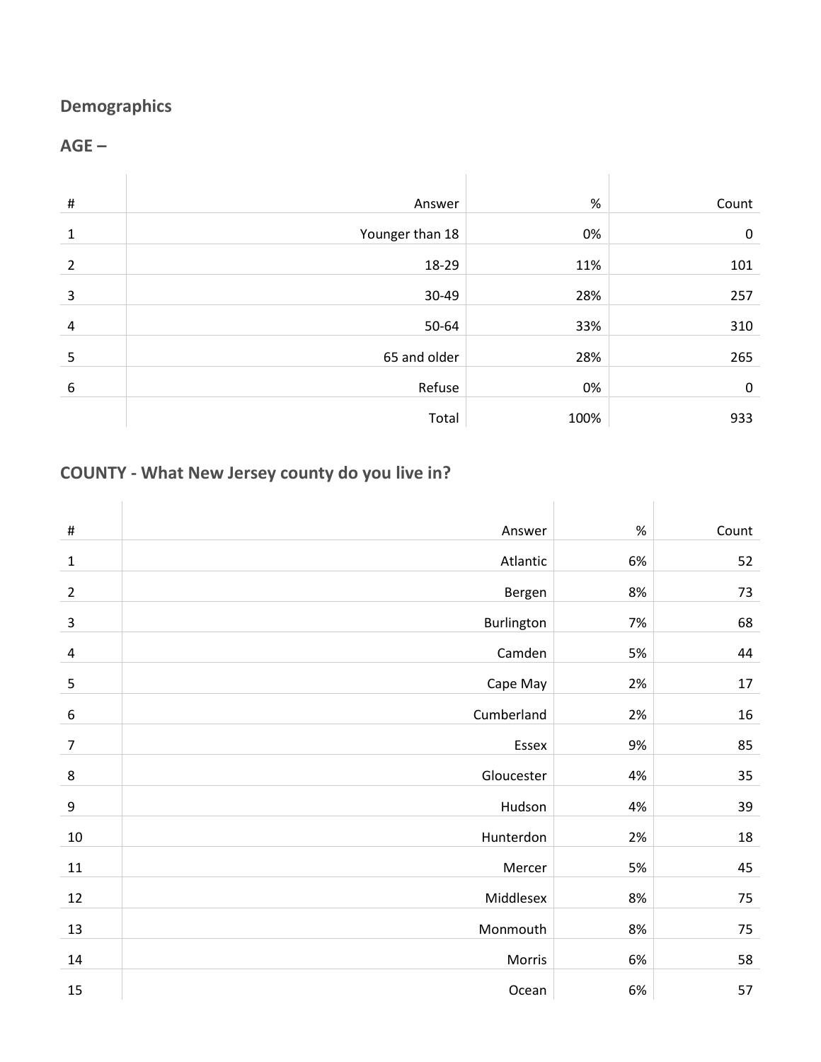## Demographics

## AGE –

| # | Answer | % | Count |
|---|---|---|---|
| 1 | Younger than 18 | 0% | 0 |
| 2 | 18-29 | 11% | 101 |
| 3 | 30-49 | 28% | 257 |
| 4 | 50-64 | 33% | 310 |
| 5 | 65 and older | 28% | 265 |
| 6 | Refuse | 0% | 0 |
| | Total | 100% | 933 |

## COUNTY - What New Jersey county do you live in?

| # | Answer | % | Count |
|---|---|---|---|
| 1 | Atlantic | 6% | 52 |
| 2 | Bergen | 8% | 73 |
| 3 | Burlington | 7% | 68 |
| 4 | Camden | 5% | 44 |
| 5 | Cape May | 2% | 17 |
| 6 | Cumberland | 2% | 16 |
| 7 | Essex | 9% | 85 |
| 8 | Gloucester | 4% | 35 |
| 9 | Hudson | 4% | 39 |
| 10 | Hunterdon | 2% | 18 |
| 11 | Mercer | 5% | 45 |
| 12 | Middlesex | 8% | 75 |
| 13 | Monmouth | 8% | 75 |
| 14 | Morris | 6% | 58 |
| 15 | Ocean | 6% | 57 |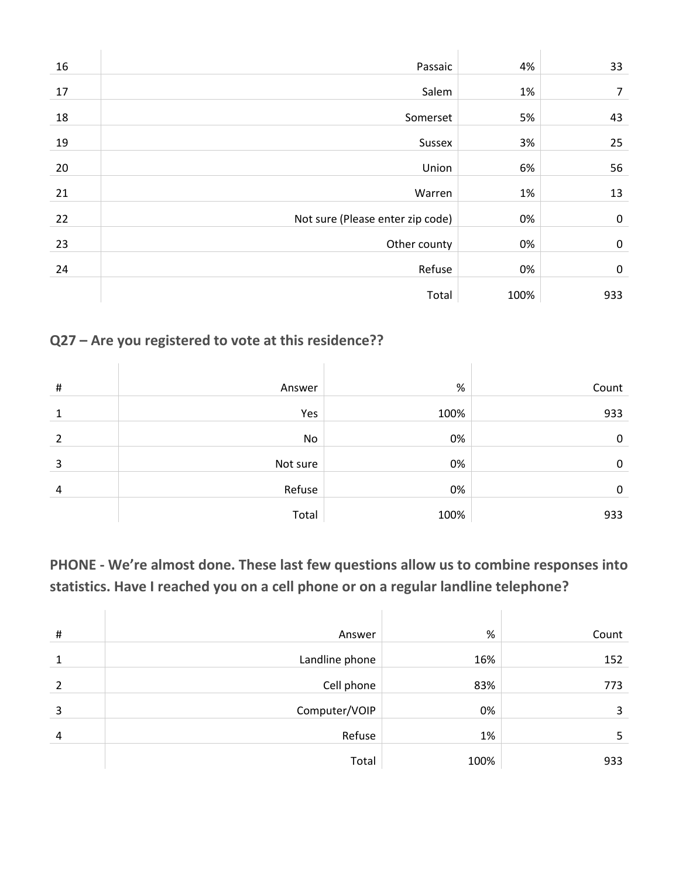| | | | |
|---|---|---|---|
| 16 | Passaic | 4% | 33 |
| 17 | Salem | 1% | 7 |
| 18 | Somerset | 5% | 43 |
| 19 | Sussex | 3% | 25 |
| 20 | Union | 6% | 56 |
| 21 | Warren | 1% | 13 |
| 22 | Not sure (Please enter zip code) | 0% | 0 |
| 23 | Other county | 0% | 0 |
| 24 | Refuse | 0% | 0 |
| | Total | 100% | 933 |

## Q27 – Are you registered to vote at this residence??

| # | Answer | % | Count |
|---|---|---|---|
| 1 | Yes | 100% | 933 |
| 2 | No | 0% | 0 |
| 3 | Not sure | 0% | 0 |
| 4 | Refuse | 0% | 0 |
| | Total | 100% | 933 |

## PHONE - We're almost done. These last few questions allow us to combine responses into statistics. Have I reached you on a cell phone or on a regular landline telephone?

| # | Answer | % | Count |
|---|---|---|---|
| 1 | Landline phone | 16% | 152 |
| 2 | Cell phone | 83% | 773 |
| 3 | Computer/VOIP | 0% | 3 |
| 4 | Refuse | 1% | 5 |
| | Total | 100% | 933 |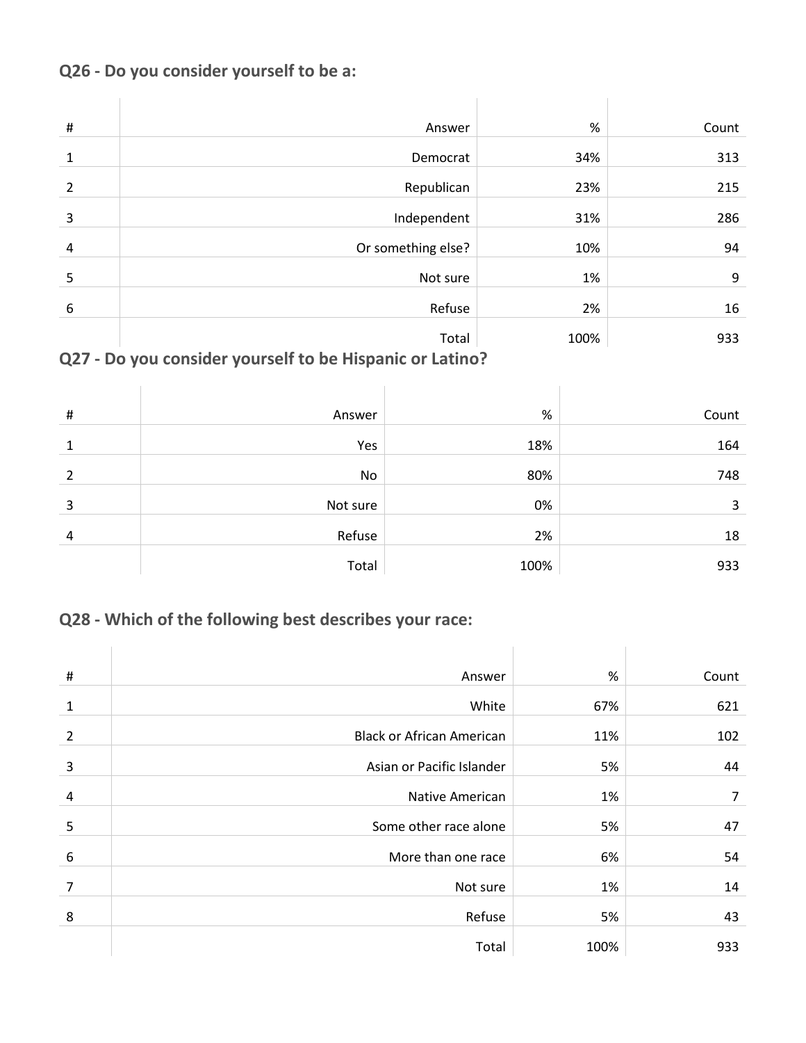## Q26 - Do you consider yourself to be a:

| # | Answer | % | Count |
|---|---|---|---|
| 1 | Democrat | 34% | 313 |
| 2 | Republican | 23% | 215 |
| 3 | Independent | 31% | 286 |
| 4 | Or something else? | 10% | 94 |
| 5 | Not sure | 1% | 9 |
| 6 | Refuse | 2% | 16 |
| | Total | 100% | 933 |

## Q27 - Do you consider yourself to be Hispanic or Latino?

| # | Answer | % | Count |
|---|---|---|---|
| 1 | Yes | 18% | 164 |
| 2 | No | 80% | 748 |
| 3 | Not sure | 0% | 3 |
| 4 | Refuse | 2% | 18 |
| | Total | 100% | 933 |

## Q28 - Which of the following best describes your race:

| # | Answer | % | Count |
|---|---|---|---|
| 1 | White | 67% | 621 |
| 2 | Black or African American | 11% | 102 |
| 3 | Asian or Pacific Islander | 5% | 44 |
| 4 | Native American | 1% | 7 |
| 5 | Some other race alone | 5% | 47 |
| 6 | More than one race | 6% | 54 |
| 7 | Not sure | 1% | 14 |
| 8 | Refuse | 5% | 43 |
| | Total | 100% | 933 |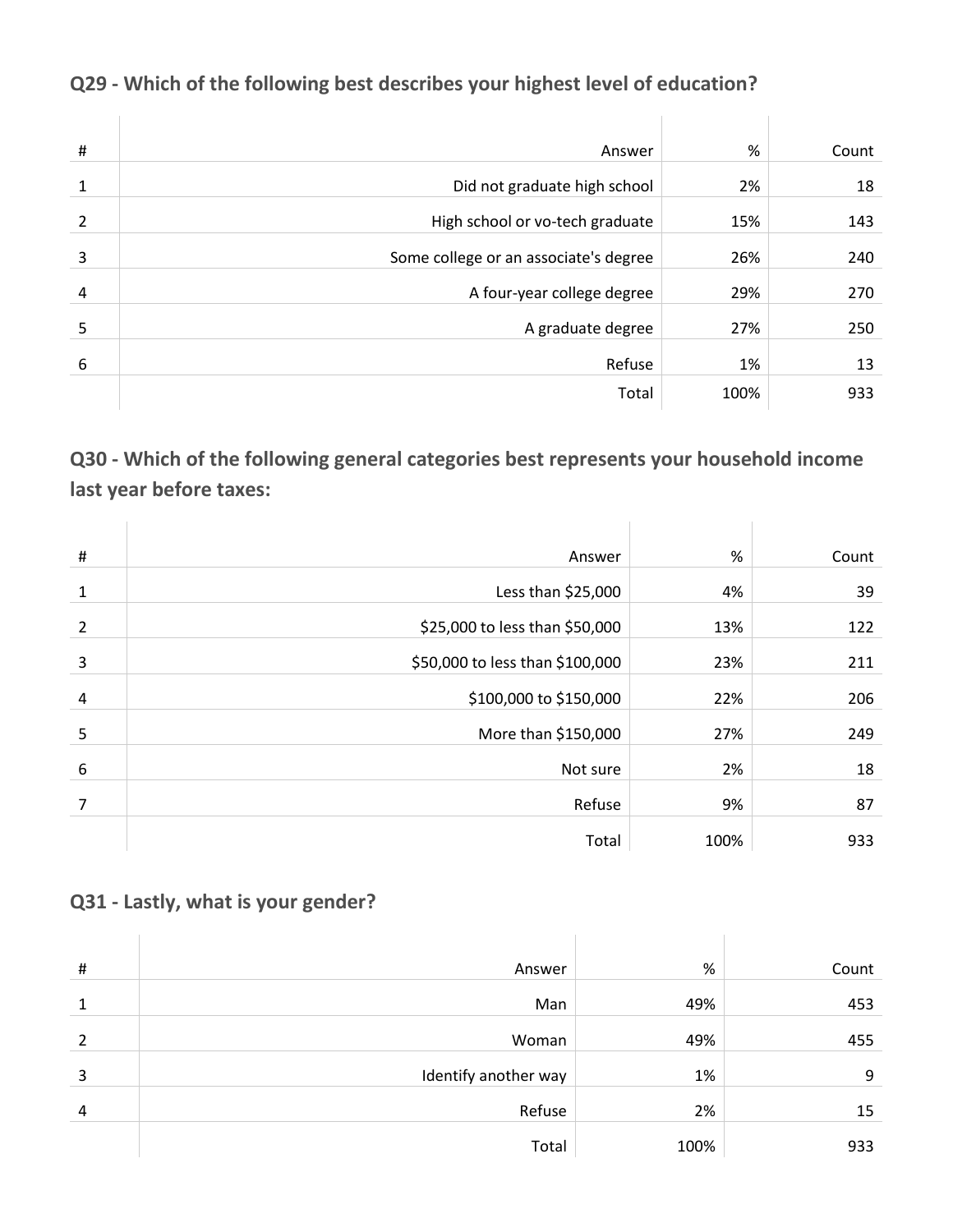## Q29 - Which of the following best describes your highest level of education?

| # | Answer | % | Count |
|---|---|---|---|
| 1 | Did not graduate high school | 2% | 18 |
| 2 | High school or vo-tech graduate | 15% | 143 |
| 3 | Some college or an associate's degree | 26% | 240 |
| 4 | A four-year college degree | 29% | 270 |
| 5 | A graduate degree | 27% | 250 |
| 6 | Refuse | 1% | 13 |
| | Total | 100% | 933 |

## Q30 - Which of the following general categories best represents your household income last year before taxes:

| # | Answer | % | Count |
|---|---|---|---|
| 1 | Less than $25,000 | 4% | 39 |
| 2 | $25,000 to less than $50,000 | 13% | 122 |
| 3 | $50,000 to less than $100,000 | 23% | 211 |
| 4 | $100,000 to $150,000 | 22% | 206 |
| 5 | More than $150,000 | 27% | 249 |
| 6 | Not sure | 2% | 18 |
| 7 | Refuse | 9% | 87 |
| | Total | 100% | 933 |

## Q31 - Lastly, what is your gender?

| # | Answer | % | Count |
|---|---|---|---|
| 1 | Man | 49% | 453 |
| 2 | Woman | 49% | 455 |
| 3 | Identify another way | 1% | 9 |
| 4 | Refuse | 2% | 15 |
| | Total | 100% | 933 |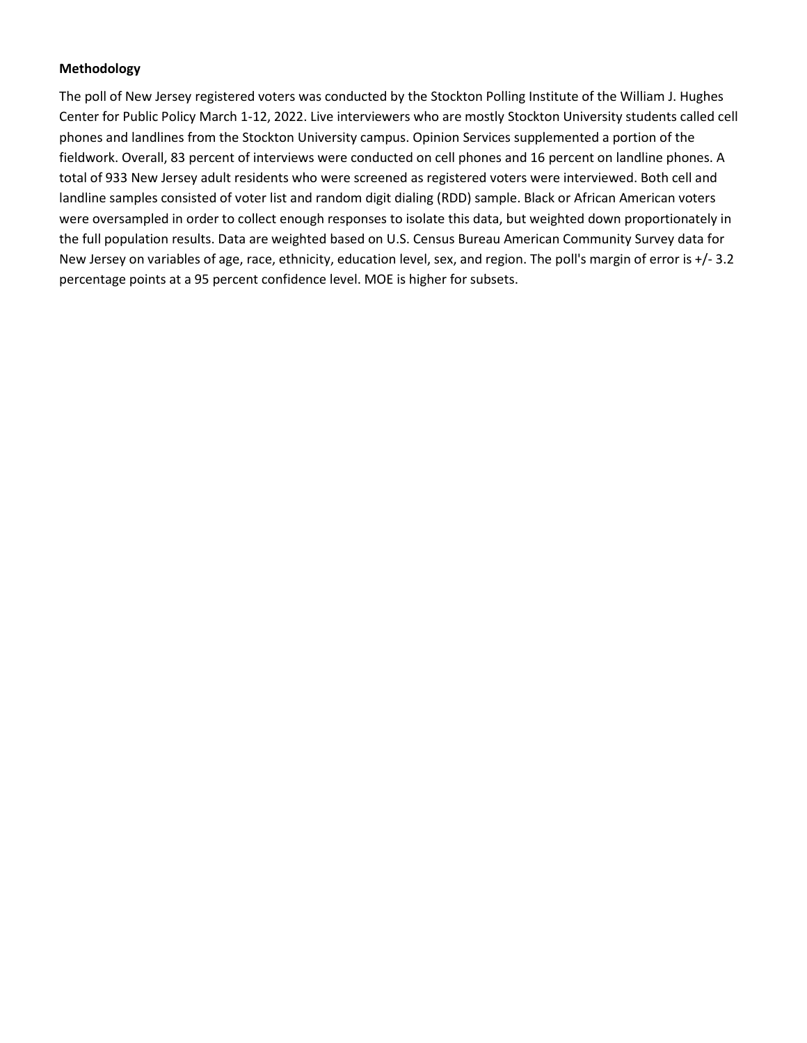**Methodology**

The poll of New Jersey registered voters was conducted by the Stockton Polling Institute of the William J. Hughes Center for Public Policy March 1-12, 2022. Live interviewers who are mostly Stockton University students called cell phones and landlines from the Stockton University campus. Opinion Services supplemented a portion of the fieldwork. Overall, 83 percent of interviews were conducted on cell phones and 16 percent on landline phones. A total of 933 New Jersey adult residents who were screened as registered voters were interviewed. Both cell and landline samples consisted of voter list and random digit dialing (RDD) sample. Black or African American voters were oversampled in order to collect enough responses to isolate this data, but weighted down proportionately in the full population results. Data are weighted based on U.S. Census Bureau American Community Survey data for New Jersey on variables of age, race, ethnicity, education level, sex, and region. The poll's margin of error is +/- 3.2 percentage points at a 95 percent confidence level. MOE is higher for subsets.